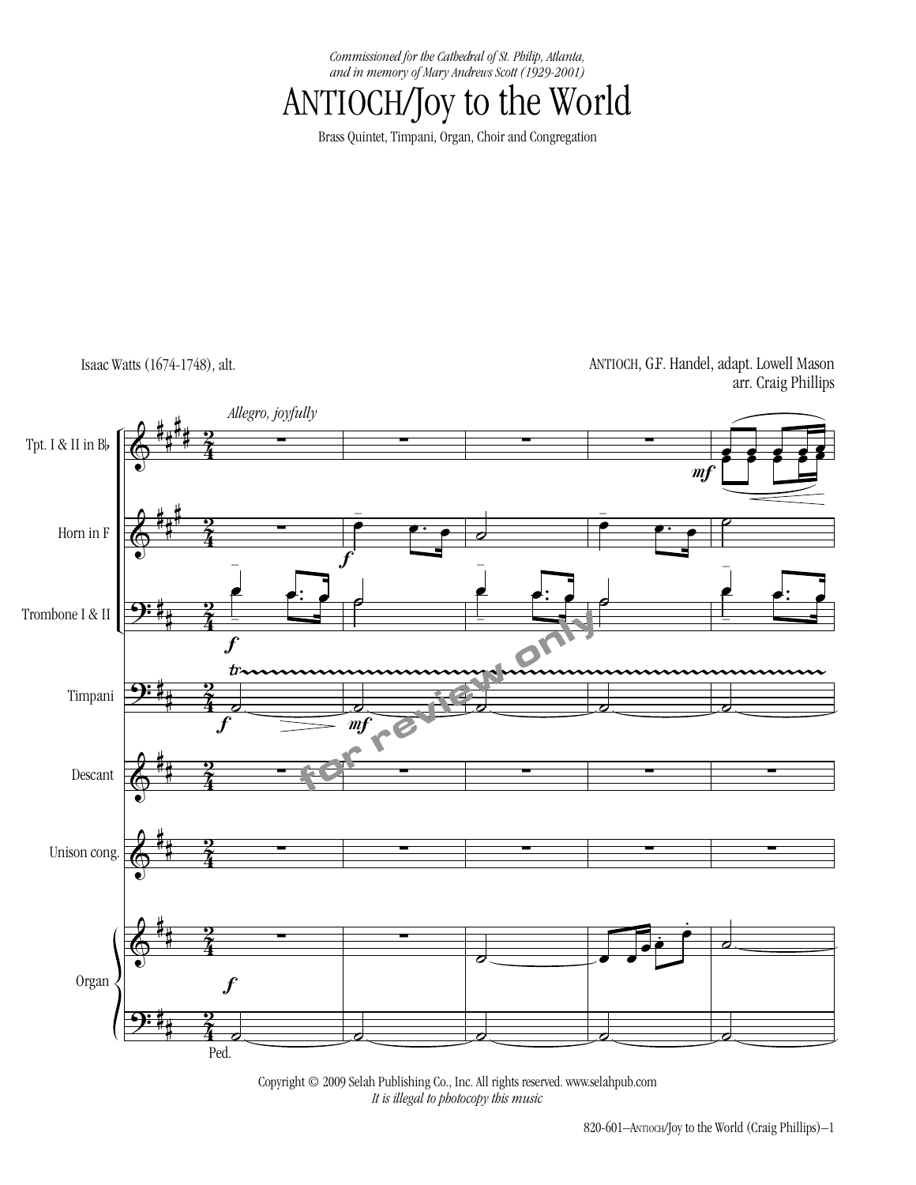*Commissioned for the Cathedral of St. Philip, Atlanta, and in memory of Mary Andrews Scott (1929-2001)*

# ANTIOCH/Joy to the World

Brass Quintet, Timpani, Organ, Choir and Congregation

Isaac Watts (1674-1748), alt.

ANTIOCH, G.F. Handel, adapt. Lowell Mason
arr. Craig Phillips

*Allegro, joyfully*

Tpt. I & II in B♭

Horn in F

Trombone I & II

Timpani

Descant

Unison cong.

Organ

Ped.

Copyright © 2009 Selah Publishing Co., Inc. All rights reserved. www.selahpub.com
*It is illegal to photocopy this music*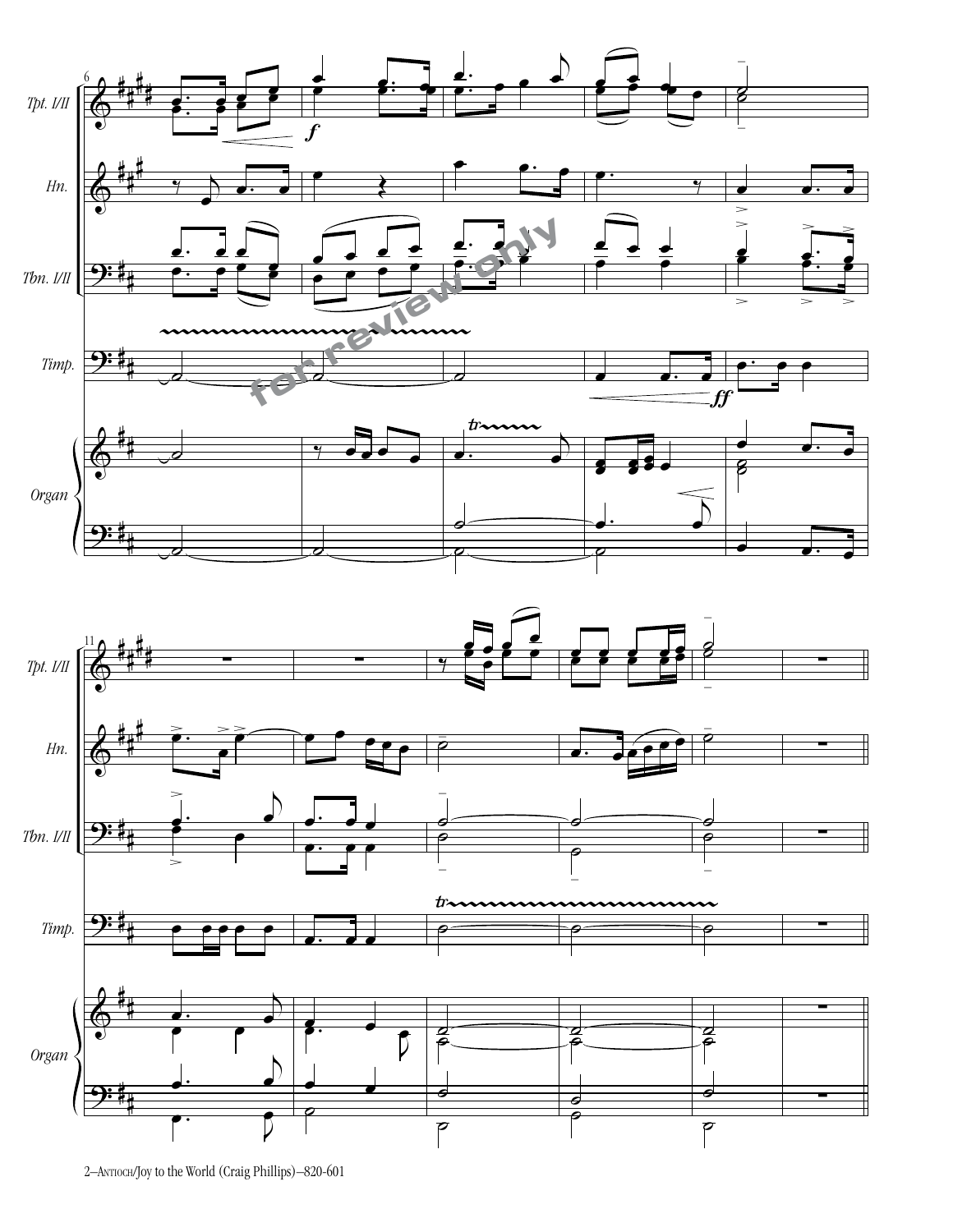Tpt. I/II

Hn.

Tbn. I/II

Timp.

Organ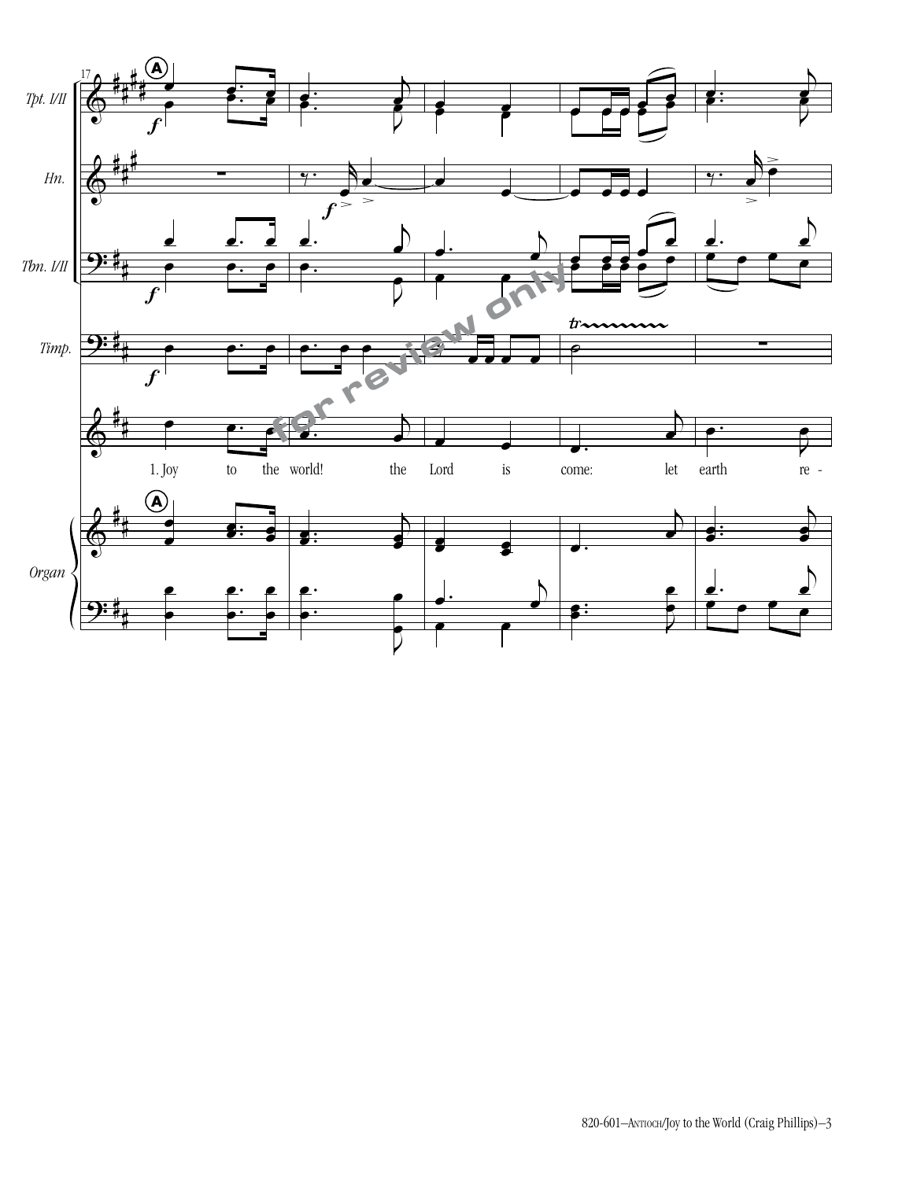17

**A**

Tpt. I/II

Hn.

Tbn. I/II

Timp.

1. Joy to the world! the Lord is come: let earth re -

**A**

Organ

*for review only*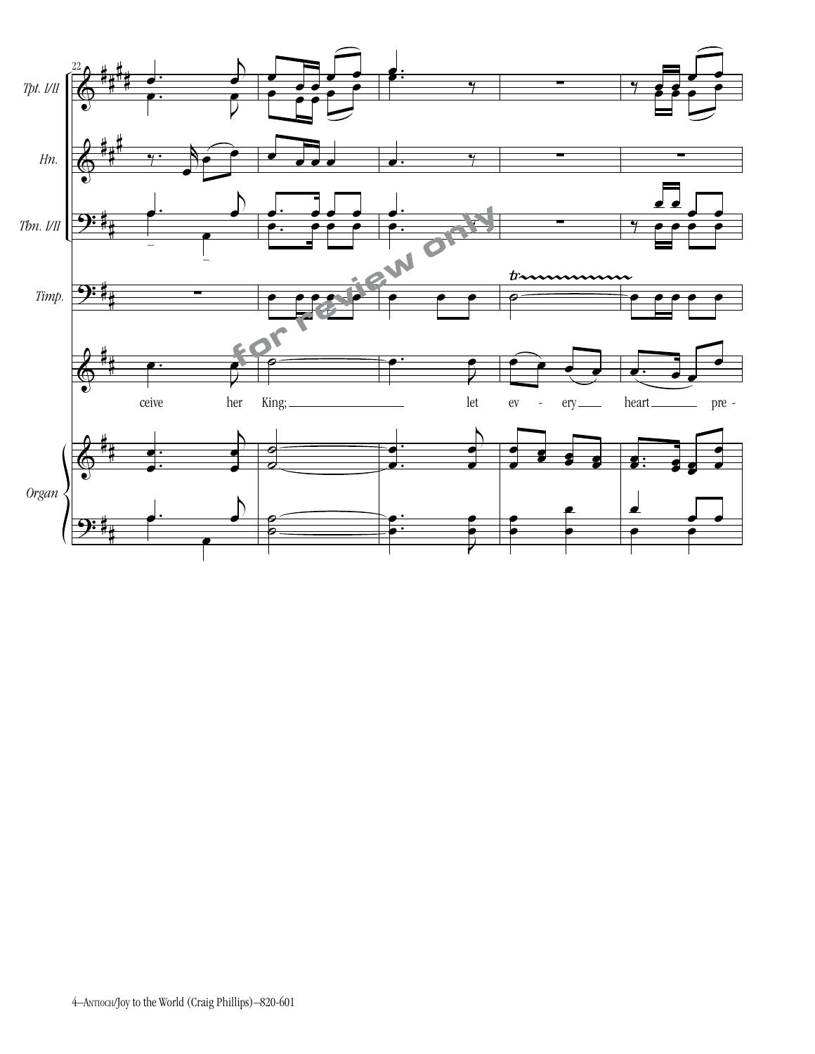22

*Tpt. I/II*

*Hn.*

*Tbn. I/II*

*Timp.*

ceive her King; let ev - ery heart pre -

*Organ*

for review only